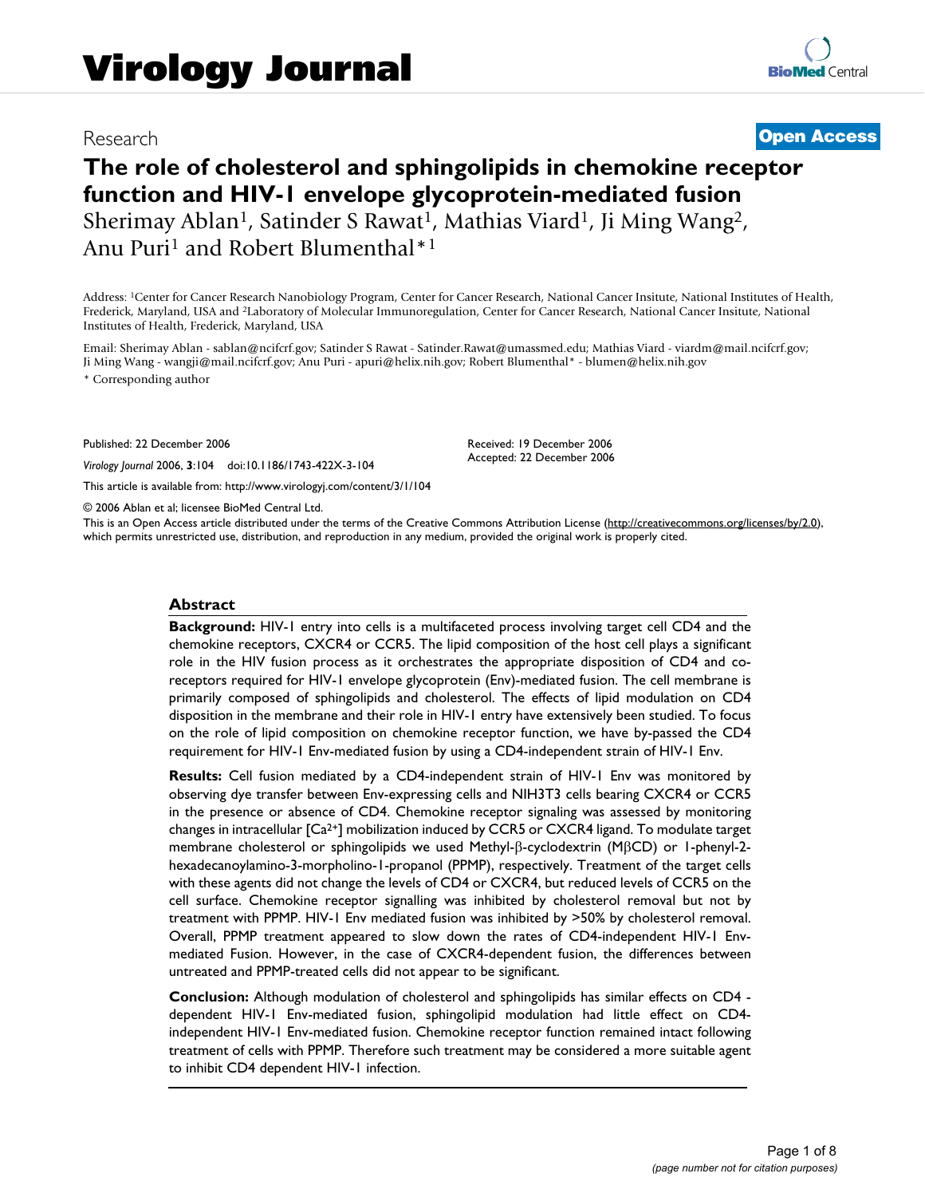# Virology Journal

Research **Open Access**

# The role of cholesterol and sphingolipids in chemokine receptor function and HIV-1 envelope glycoprotein-mediated fusion

Sherimay Ablan[1], Satinder S Rawat[1], Mathias Viard[1], Ji Ming Wang[2], Anu Puri[1] and Robert Blumenthal*[1]

Address: [1]Center for Cancer Research Nanobiology Program, Center for Cancer Research, National Cancer Insitute, National Institutes of Health, Frederick, Maryland, USA and [2]Laboratory of Molecular Immunoregulation, Center for Cancer Research, National Cancer Insitute, National Institutes of Health, Frederick, Maryland, USA

Email: Sherimay Ablan - sablan@ncifcrf.gov; Satinder S Rawat - Satinder.Rawat@umassmed.edu; Mathias Viard - viardm@mail.ncifcrf.gov; Ji Ming Wang - wangji@mail.ncifcrf.gov; Anu Puri - apuri@helix.nih.gov; Robert Blumenthal* - blumen@helix.nih.gov

\* Corresponding author

Published: 22 December 2006

*Virology Journal* 2006, **3**:104 doi:10.1186/1743-422X-3-104

Received: 19 December 2006
Accepted: 22 December 2006

This article is available from: http://www.virologyj.com/content/3/1/104

© 2006 Ablan et al; licensee BioMed Central Ltd.

This is an Open Access article distributed under the terms of the Creative Commons Attribution License (http://creativecommons.org/licenses/by/2.0), which permits unrestricted use, distribution, and reproduction in any medium, provided the original work is properly cited.

## Abstract

**Background:** HIV-1 entry into cells is a multifaceted process involving target cell CD4 and the chemokine receptors, CXCR4 or CCR5. The lipid composition of the host cell plays a significant role in the HIV fusion process as it orchestrates the appropriate disposition of CD4 and co-receptors required for HIV-1 envelope glycoprotein (Env)-mediated fusion. The cell membrane is primarily composed of sphingolipids and cholesterol. The effects of lipid modulation on CD4 disposition in the membrane and their role in HIV-1 entry have extensively been studied. To focus on the role of lipid composition on chemokine receptor function, we have by-passed the CD4 requirement for HIV-1 Env-mediated fusion by using a CD4-independent strain of HIV-1 Env.

**Results:** Cell fusion mediated by a CD4-independent strain of HIV-1 Env was monitored by observing dye transfer between Env-expressing cells and NIH3T3 cells bearing CXCR4 or CCR5 in the presence or absence of CD4. Chemokine receptor signaling was assessed by monitoring changes in intracellular [$Ca^{2+}$] mobilization induced by CCR5 or CXCR4 ligand. To modulate target membrane cholesterol or sphingolipids we used Methyl-β-cyclodextrin (MβCD) or 1-phenyl-2-hexadecanoylamino-3-morpholino-1-propanol (PPMP), respectively. Treatment of the target cells with these agents did not change the levels of CD4 or CXCR4, but reduced levels of CCR5 on the cell surface. Chemokine receptor signalling was inhibited by cholesterol removal but not by treatment with PPMP. HIV-1 Env mediated fusion was inhibited by >50% by cholesterol removal. Overall, PPMP treatment appeared to slow down the rates of CD4-independent HIV-1 Env-mediated Fusion. However, in the case of CXCR4-dependent fusion, the differences between untreated and PPMP-treated cells did not appear to be significant.

**Conclusion:** Although modulation of cholesterol and sphingolipids has similar effects on CD4 - dependent HIV-1 Env-mediated fusion, sphingolipid modulation had little effect on CD4-independent HIV-1 Env-mediated fusion. Chemokine receptor function remained intact following treatment of cells with PPMP. Therefore such treatment may be considered a more suitable agent to inhibit CD4 dependent HIV-1 infection.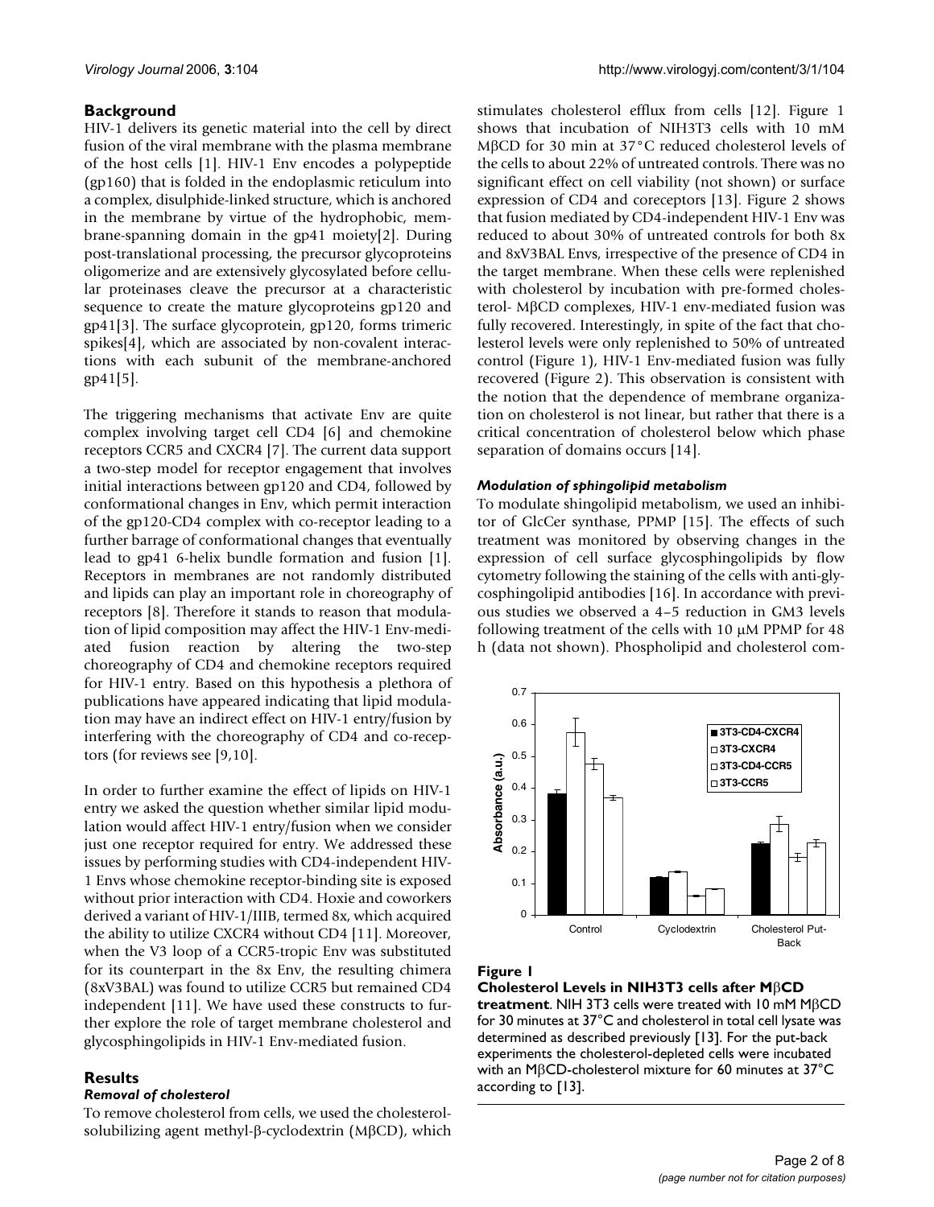## Background

HIV-1 delivers its genetic material into the cell by direct fusion of the viral membrane with the plasma membrane of the host cells [1]. HIV-1 Env encodes a polypeptide (gp160) that is folded in the endoplasmic reticulum into a complex, disulphide-linked structure, which is anchored in the membrane by virtue of the hydrophobic, membrane-spanning domain in the gp41 moiety[2]. During post-translational processing, the precursor glycoproteins oligomerize and are extensively glycosylated before cellular proteinases cleave the precursor at a characteristic sequence to create the mature glycoproteins gp120 and gp41[3]. The surface glycoprotein, gp120, forms trimeric spikes[4], which are associated by non-covalent interactions with each subunit of the membrane-anchored gp41[5].

The triggering mechanisms that activate Env are quite complex involving target cell CD4 [6] and chemokine receptors CCR5 and CXCR4 [7]. The current data support a two-step model for receptor engagement that involves initial interactions between gp120 and CD4, followed by conformational changes in Env, which permit interaction of the gp120-CD4 complex with co-receptor leading to a further barrage of conformational changes that eventually lead to gp41 6-helix bundle formation and fusion [1]. Receptors in membranes are not randomly distributed and lipids can play an important role in choreography of receptors [8]. Therefore it stands to reason that modulation of lipid composition may affect the HIV-1 Env-mediated fusion reaction by altering the two-step choreography of CD4 and chemokine receptors required for HIV-1 entry. Based on this hypothesis a plethora of publications have appeared indicating that lipid modulation may have an indirect effect on HIV-1 entry/fusion by interfering with the choreography of CD4 and co-receptors (for reviews see [9,10].

In order to further examine the effect of lipids on HIV-1 entry we asked the question whether similar lipid modulation would affect HIV-1 entry/fusion when we consider just one receptor required for entry. We addressed these issues by performing studies with CD4-independent HIV-1 Envs whose chemokine receptor-binding site is exposed without prior interaction with CD4. Hoxie and coworkers derived a variant of HIV-1/IIIB, termed 8x, which acquired the ability to utilize CXCR4 without CD4 [11]. Moreover, when the V3 loop of a CCR5-tropic Env was substituted for its counterpart in the 8x Env, the resulting chimera (8xV3BAL) was found to utilize CCR5 but remained CD4 independent [11]. We have used these constructs to further explore the role of target membrane cholesterol and glycosphingolipids in HIV-1 Env-mediated fusion.

## Results

### *Removal of cholesterol*

To remove cholesterol from cells, we used the cholesterol-solubilizing agent methyl-β-cyclodextrin (MβCD), which stimulates cholesterol efflux from cells [12]. Figure 1 shows that incubation of NIH3T3 cells with 10 mM MβCD for 30 min at 37°C reduced cholesterol levels of the cells to about 22% of untreated controls. There was no significant effect on cell viability (not shown) or surface expression of CD4 and coreceptors [13]. Figure 2 shows that fusion mediated by CD4-independent HIV-1 Env was reduced to about 30% of untreated controls for both 8x and 8xV3BAL Envs, irrespective of the presence of CD4 in the target membrane. When these cells were replenished with cholesterol by incubation with pre-formed cholesterol- MβCD complexes, HIV-1 env-mediated fusion was fully recovered. Interestingly, in spite of the fact that cholesterol levels were only replenished to 50% of untreated control (Figure 1), HIV-1 Env-mediated fusion was fully recovered (Figure 2). This observation is consistent with the notion that the dependence of membrane organization on cholesterol is not linear, but rather that there is a critical concentration of cholesterol below which phase separation of domains occurs [14].

### *Modulation of sphingolipid metabolism*

To modulate shingolipid metabolism, we used an inhibitor of GlcCer synthase, PPMP [15]. The effects of such treatment was monitored by observing changes in the expression of cell surface glycosphingolipids by flow cytometry following the staining of the cells with anti-glycosphingolipid antibodies [16]. In accordance with previous studies we observed a 4–5 reduction in GM3 levels following treatment of the cells with 10 μM PPMP for 48 h (data not shown). Phospholipid and cholesterol com-

**Figure 1**

**Cholesterol Levels in NIH3T3 cells after MβCD treatment**. NIH 3T3 cells were treated with 10 mM MβCD for 30 minutes at 37°C and cholesterol in total cell lysate was determined as described previously [13]. For the put-back experiments the cholesterol-depleted cells were incubated with an MβCD-cholesterol mixture for 60 minutes at 37°C according to [13].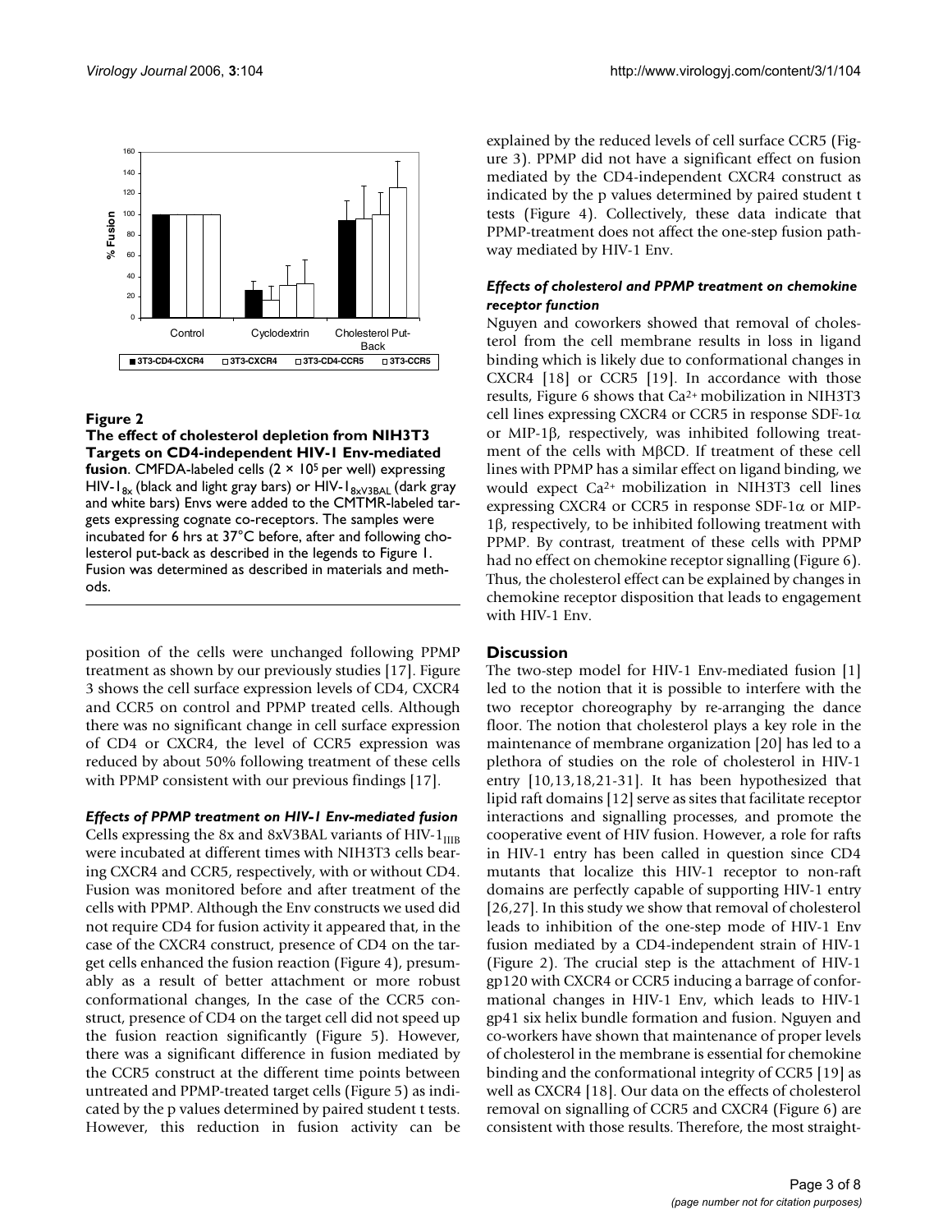**Figure 2**

**The effect of cholesterol depletion from NIH3T3 Targets on CD4-independent HIV-1 Env-mediated fusion**. CMFDA-labeled cells ($2 \times 10^5$ per well) expressing HIV-$1_{8x}$ (black and light gray bars) or HIV-$1_{8xV3BAL}$ (dark gray and white bars) Envs were added to the CMTMR-labeled targets expressing cognate co-receptors. The samples were incubated for 6 hrs at 37°C before, after and following cholesterol put-back as described in the legends to Figure 1. Fusion was determined as described in materials and methods.

position of the cells were unchanged following PPMP treatment as shown by our previously studies [17]. Figure 3 shows the cell surface expression levels of CD4, CXCR4 and CCR5 on control and PPMP treated cells. Although there was no significant change in cell surface expression of CD4 or CXCR4, the level of CCR5 expression was reduced by about 50% following treatment of these cells with PPMP consistent with our previous findings [17].

### *Effects of PPMP treatment on HIV-1 Env-mediated fusion*

Cells expressing the 8x and 8xV3BAL variants of HIV-$1_{IIIB}$ were incubated at different times with NIH3T3 cells bearing CXCR4 and CCR5, respectively, with or without CD4. Fusion was monitored before and after treatment of the cells with PPMP. Although the Env constructs we used did not require CD4 for fusion activity it appeared that, in the case of the CXCR4 construct, presence of CD4 on the target cells enhanced the fusion reaction (Figure 4), presumably as a result of better attachment or more robust conformational changes, In the case of the CCR5 construct, presence of CD4 on the target cell did not speed up the fusion reaction significantly (Figure 5). However, there was a significant difference in fusion mediated by the CCR5 construct at the different time points between untreated and PPMP-treated target cells (Figure 5) as indicated by the p values determined by paired student t tests. However, this reduction in fusion activity can be explained by the reduced levels of cell surface CCR5 (Figure 3). PPMP did not have a significant effect on fusion mediated by the CD4-independent CXCR4 construct as indicated by the p values determined by paired student t tests (Figure 4). Collectively, these data indicate that PPMP-treatment does not affect the one-step fusion pathway mediated by HIV-1 Env.

### *Effects of cholesterol and PPMP treatment on chemokine receptor function*

Nguyen and coworkers showed that removal of cholesterol from the cell membrane results in loss in ligand binding which is likely due to conformational changes in CXCR4 [18] or CCR5 [19]. In accordance with those results, Figure 6 shows that $Ca^{2+}$ mobilization in NIH3T3 cell lines expressing CXCR4 or CCR5 in response SDF-1α or MIP-1β, respectively, was inhibited following treatment of the cells with MβCD. If treatment of these cell lines with PPMP has a similar effect on ligand binding, we would expect $Ca^{2+}$ mobilization in NIH3T3 cell lines expressing CXCR4 or CCR5 in response SDF-1α or MIP-1β, respectively, to be inhibited following treatment with PPMP. By contrast, treatment of these cells with PPMP had no effect on chemokine receptor signalling (Figure 6). Thus, the cholesterol effect can be explained by changes in chemokine receptor disposition that leads to engagement with HIV-1 Env.

## Discussion

The two-step model for HIV-1 Env-mediated fusion [1] led to the notion that it is possible to interfere with the two receptor choreography by re-arranging the dance floor. The notion that cholesterol plays a key role in the maintenance of membrane organization [20] has led to a plethora of studies on the role of cholesterol in HIV-1 entry [10,13,18,21-31]. It has been hypothesized that lipid raft domains [12] serve as sites that facilitate receptor interactions and signalling processes, and promote the cooperative event of HIV fusion. However, a role for rafts in HIV-1 entry has been called in question since CD4 mutants that localize this HIV-1 receptor to non-raft domains are perfectly capable of supporting HIV-1 entry [26,27]. In this study we show that removal of cholesterol leads to inhibition of the one-step mode of HIV-1 Env fusion mediated by a CD4-independent strain of HIV-1 (Figure 2). The crucial step is the attachment of HIV-1 gp120 with CXCR4 or CCR5 inducing a barrage of conformational changes in HIV-1 Env, which leads to HIV-1 gp41 six helix bundle formation and fusion. Nguyen and co-workers have shown that maintenance of proper levels of cholesterol in the membrane is essential for chemokine binding and the conformational integrity of CCR5 [19] as well as CXCR4 [18]. Our data on the effects of cholesterol removal on signalling of CCR5 and CXCR4 (Figure 6) are consistent with those results. Therefore, the most straight-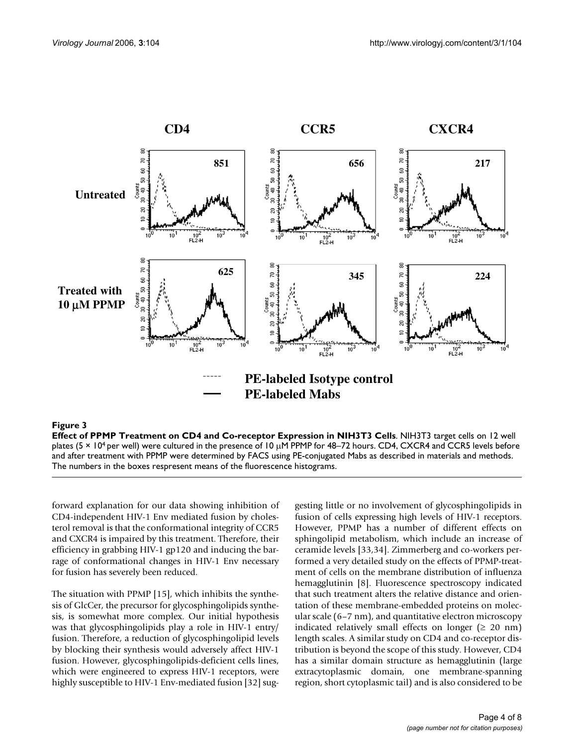**Figure 3**

**Effect of PPMP Treatment on CD4 and Co-receptor Expression in NIH3T3 Cells**. NIH3T3 target cells on 12 well plates ($5 \times 10^4$ per well) were cultured in the presence of 10 μM PPMP for 48–72 hours. CD4, CXCR4 and CCR5 levels before and after treatment with PPMP were determined by FACS using PE-conjugated Mabs as described in materials and methods. The numbers in the boxes respresent means of the fluorescence histograms.

forward explanation for our data showing inhibition of CD4-independent HIV-1 Env mediated fusion by cholesterol removal is that the conformational integrity of CCR5 and CXCR4 is impaired by this treatment. Therefore, their efficiency in grabbing HIV-1 gp120 and inducing the barrage of conformational changes in HIV-1 Env necessary for fusion has severely been reduced.

The situation with PPMP [15], which inhibits the synthesis of GlcCer, the precursor for glycosphingolipids synthesis, is somewhat more complex. Our initial hypothesis was that glycosphingolipids play a role in HIV-1 entry/fusion. Therefore, a reduction of glycosphingolipid levels by blocking their synthesis would adversely affect HIV-1 fusion. However, glycosphingolipids-deficient cells lines, which were engineered to express HIV-1 receptors, were highly susceptible to HIV-1 Env-mediated fusion [32] suggesting little or no involvement of glycosphingolipids in fusion of cells expressing high levels of HIV-1 receptors. However, PPMP has a number of different effects on sphingolipid metabolism, which include an increase of ceramide levels [33,34]. Zimmerberg and co-workers performed a very detailed study on the effects of PPMP-treatment of cells on the membrane distribution of influenza hemagglutinin [8]. Fluorescence spectroscopy indicated that such treatment alters the relative distance and orientation of these membrane-embedded proteins on molecular scale (6–7 nm), and quantitative electron microscopy indicated relatively small effects on longer (≥ 20 nm) length scales. A similar study on CD4 and co-receptor distribution is beyond the scope of this study. However, CD4 has a similar domain structure as hemagglutinin (large extracytoplasmic domain, one membrane-spanning region, short cytoplasmic tail) and is also considered to be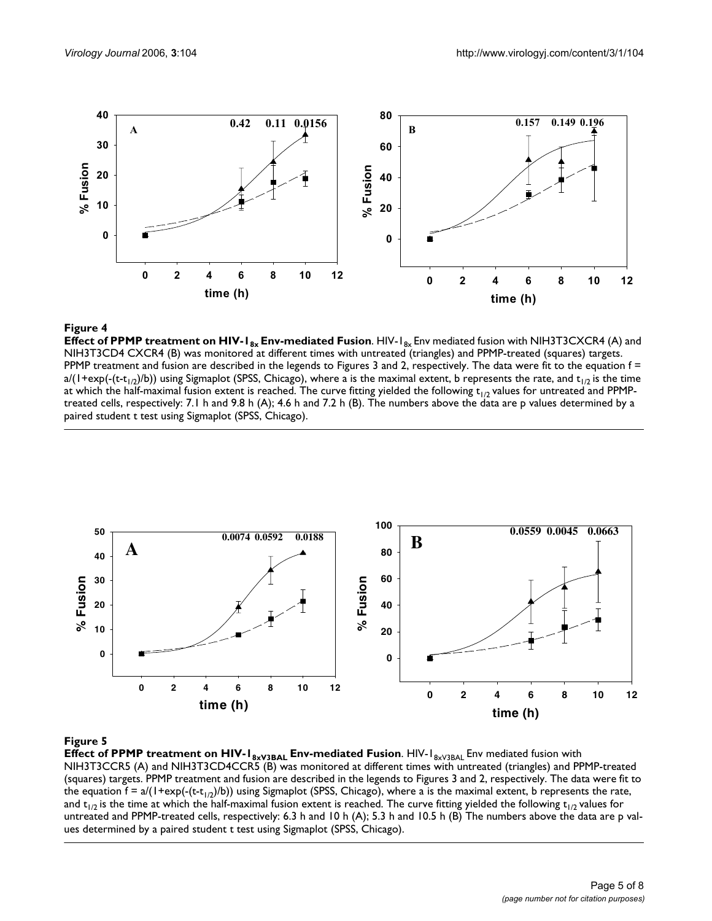**Figure 4**

**Effect of PPMP treatment on HIV-$1_{8x}$ Env-mediated Fusion**. HIV-$1_{8x}$ Env mediated fusion with NIH3T3CXCR4 (A) and NIH3T3CD4 CXCR4 (B) was monitored at different times with untreated (triangles) and PPMP-treated (squares) targets. PPMP treatment and fusion are described in the legends to Figures 3 and 2, respectively. The data were fit to the equation $f = a/(1+\exp(-(t-t_{1/2})/b))$ using Sigmaplot (SPSS, Chicago), where a is the maximal extent, b represents the rate, and $t_{1/2}$ is the time at which the half-maximal fusion extent is reached. The curve fitting yielded the following $t_{1/2}$ values for untreated and PPMP-treated cells, respectively: 7.1 h and 9.8 h (A); 4.6 h and 7.2 h (B). The numbers above the data are p values determined by a paired student t test using Sigmaplot (SPSS, Chicago).

**Figure 5**

**Effect of PPMP treatment on HIV-$1_{8xV3BAL}$ Env-mediated Fusion**. HIV-$1_{8xV3BAL}$ Env mediated fusion with NIH3T3CCR5 (A) and NIH3T3CD4CCR5 (B) was monitored at different times with untreated (triangles) and PPMP-treated (squares) targets. PPMP treatment and fusion are described in the legends to Figures 3 and 2, respectively. The data were fit to the equation $f = a/(1+\exp(-(t-t_{1/2})/b))$ using Sigmaplot (SPSS, Chicago), where a is the maximal extent, b represents the rate, and $t_{1/2}$ is the time at which the half-maximal fusion extent is reached. The curve fitting yielded the following $t_{1/2}$ values for untreated and PPMP-treated cells, respectively: 6.3 h and 10 h (A); 5.3 h and 10.5 h (B) The numbers above the data are p values determined by a paired student t test using Sigmaplot (SPSS, Chicago).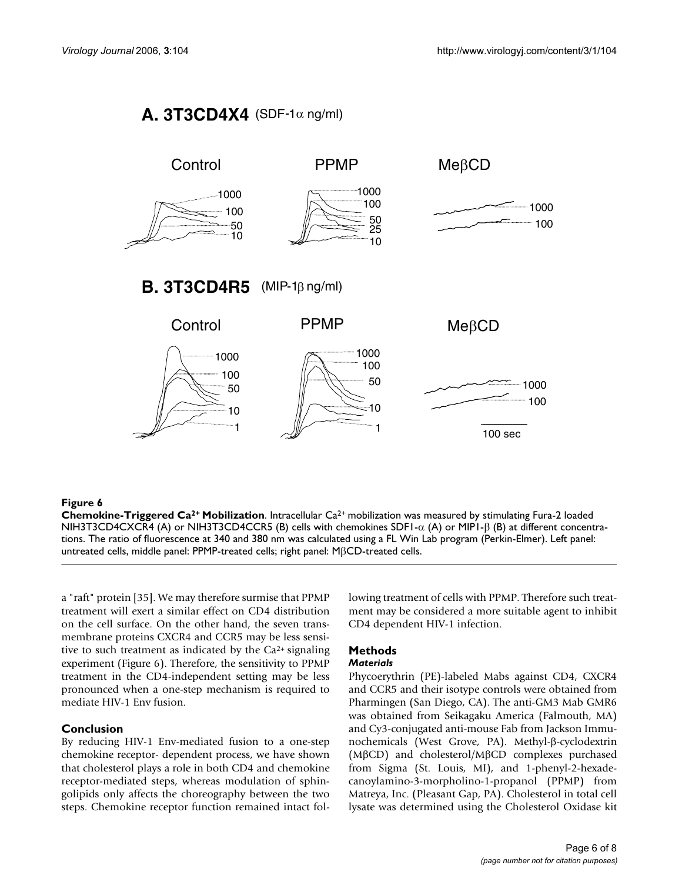**Figure 6**

**Chemokine-Triggered $Ca^{2+}$ Mobilization**. Intracellular $Ca^{2+}$ mobilization was measured by stimulating Fura-2 loaded NIH3T3CD4CXCR4 (A) or NIH3T3CD4CCR5 (B) cells with chemokines SDF1-α (A) or MIP1-β (B) at different concentrations. The ratio of fluorescence at 340 and 380 nm was calculated using a FL Win Lab program (Perkin-Elmer). Left panel: untreated cells, middle panel: PPMP-treated cells; right panel: MβCD-treated cells.

a "raft" protein [35]. We may therefore surmise that PPMP treatment will exert a similar effect on CD4 distribution on the cell surface. On the other hand, the seven transmembrane proteins CXCR4 and CCR5 may be less sensitive to such treatment as indicated by the $Ca^{2+}$ signaling experiment (Figure 6). Therefore, the sensitivity to PPMP treatment in the CD4-independent setting may be less pronounced when a one-step mechanism is required to mediate HIV-1 Env fusion.

## Conclusion

By reducing HIV-1 Env-mediated fusion to a one-step chemokine receptor- dependent process, we have shown that cholesterol plays a role in both CD4 and chemokine receptor-mediated steps, whereas modulation of sphingolipids only affects the choreography between the two steps. Chemokine receptor function remained intact following treatment of cells with PPMP. Therefore such treatment may be considered a more suitable agent to inhibit CD4 dependent HIV-1 infection.

## Methods

### *Materials*

Phycoerythrin (PE)-labeled Mabs against CD4, CXCR4 and CCR5 and their isotype controls were obtained from Pharmingen (San Diego, CA). The anti-GM3 Mab GMR6 was obtained from Seikagaku America (Falmouth, MA) and Cy3-conjugated anti-mouse Fab from Jackson Immunochemicals (West Grove, PA). Methyl-β-cyclodextrin (MβCD) and cholesterol/MβCD complexes purchased from Sigma (St. Louis, MI), and 1-phenyl-2-hexadecanoylamino-3-morpholino-1-propanol (PPMP) from Matreya, Inc. (Pleasant Gap, PA). Cholesterol in total cell lysate was determined using the Cholesterol Oxidase kit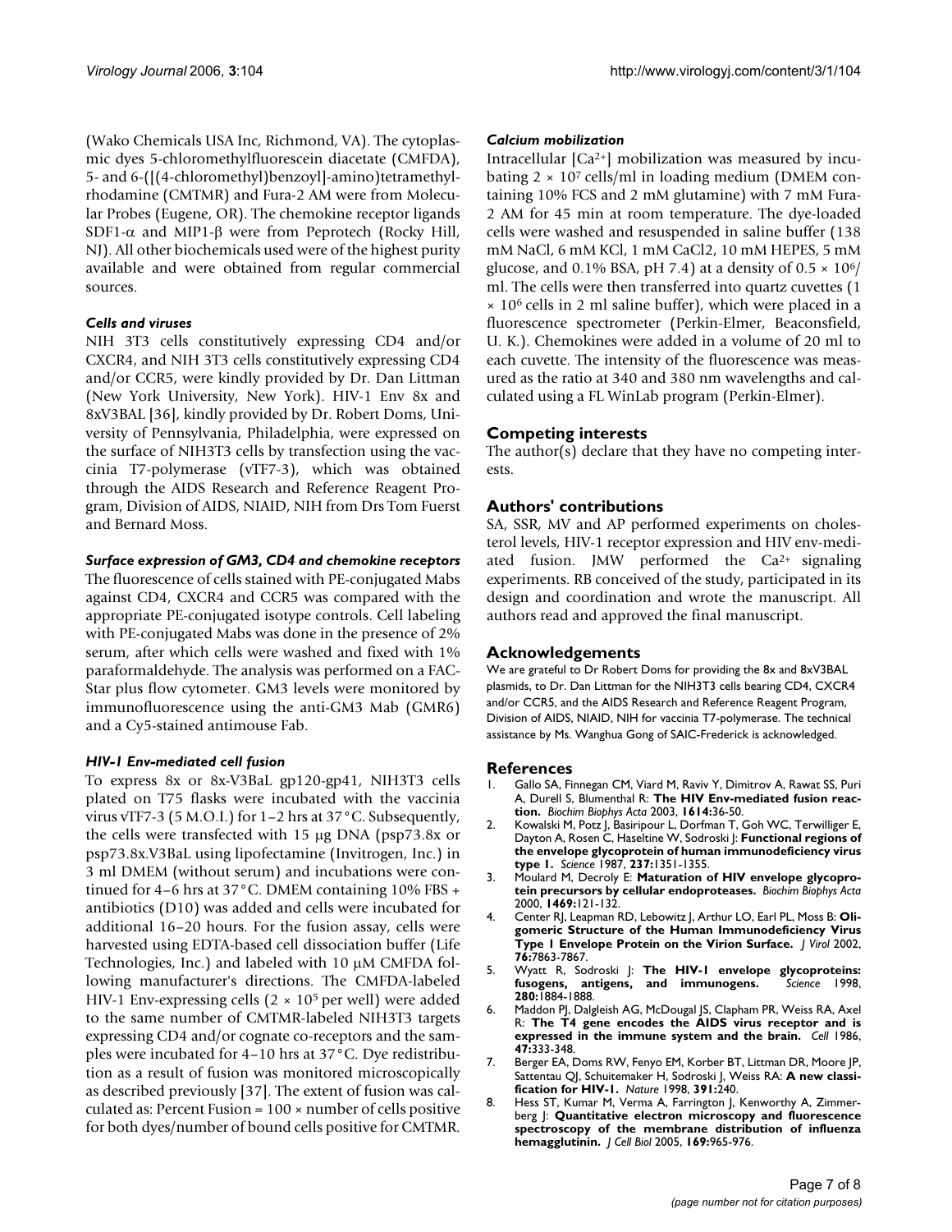(Wako Chemicals USA Inc, Richmond, VA). The cytoplasmic dyes 5-chloromethylfluorescein diacetate (CMFDA), 5- and 6-([(4-chloromethyl)benzoyl]-amino)tetramethylrhodamine (CMTMR) and Fura-2 AM were from Molecular Probes (Eugene, OR). The chemokine receptor ligands SDF1-$\alpha$ and MIP1-$\beta$ were from Peprotech (Rocky Hill, NJ). All other biochemicals used were of the highest purity available and were obtained from regular commercial sources.

### *Cells and viruses*

NIH 3T3 cells constitutively expressing CD4 and/or CXCR4, and NIH 3T3 cells constitutively expressing CD4 and/or CCR5, were kindly provided by Dr. Dan Littman (New York University, New York). HIV-1 Env 8x and 8xV3BAL [36], kindly provided by Dr. Robert Doms, University of Pennsylvania, Philadelphia, were expressed on the surface of NIH3T3 cells by transfection using the vaccinia T7-polymerase (vTF7-3), which was obtained through the AIDS Research and Reference Reagent Program, Division of AIDS, NIAID, NIH from Drs Tom Fuerst and Bernard Moss.

### *Surface expression of GM3, CD4 and chemokine receptors*

The fluorescence of cells stained with PE-conjugated Mabs against CD4, CXCR4 and CCR5 was compared with the appropriate PE-conjugated isotype controls. Cell labeling with PE-conjugated Mabs was done in the presence of 2% serum, after which cells were washed and fixed with 1% paraformaldehyde. The analysis was performed on a FACStar plus flow cytometer. GM3 levels were monitored by immunofluorescence using the anti-GM3 Mab (GMR6) and a Cy5-stained antimouse Fab.

### *HIV-1 Env-mediated cell fusion*

To express 8x or 8x-V3BaL gp120-gp41, NIH3T3 cells plated on T75 flasks were incubated with the vaccinia virus vTF7-3 (5 M.O.I.) for 1–2 hrs at 37°C. Subsequently, the cells were transfected with 15 μg DNA (psp73.8x or psp73.8x.V3BaL using lipofectamine (Invitrogen, Inc.) in 3 ml DMEM (without serum) and incubations were continued for 4–6 hrs at 37°C. DMEM containing 10% FBS + antibiotics (D10) was added and cells were incubated for additional 16–20 hours. For the fusion assay, cells were harvested using EDTA-based cell dissociation buffer (Life Technologies, Inc.) and labeled with 10 μM CMFDA following manufacturer's directions. The CMFDA-labeled HIV-1 Env-expressing cells ($2 \times 10^5$ per well) were added to the same number of CMTMR-labeled NIH3T3 targets expressing CD4 and/or cognate co-receptors and the samples were incubated for 4–10 hrs at 37°C. Dye redistribution as a result of fusion was monitored microscopically as described previously [37]. The extent of fusion was calculated as: Percent Fusion = 100 × number of cells positive for both dyes/number of bound cells positive for CMTMR.

### *Calcium mobilization*

Intracellular [$Ca^{2+}$] mobilization was measured by incubating $2 \times 10^7$ cells/ml in loading medium (DMEM containing 10% FCS and 2 mM glutamine) with 7 mM Fura-2 AM for 45 min at room temperature. The dye-loaded cells were washed and resuspended in saline buffer (138 mM NaCl, 6 mM KCl, 1 mM $CaCl_2$, 10 mM HEPES, 5 mM glucose, and 0.1% BSA, pH 7.4) at a density of $0.5 \times 10^6$/ml. The cells were then transferred into quartz cuvettes ($1 \times 10^6$ cells in 2 ml saline buffer), which were placed in a fluorescence spectrometer (Perkin-Elmer, Beaconsfield, U. K.). Chemokines were added in a volume of 20 ml to each cuvette. The intensity of the fluorescence was measured as the ratio at 340 and 380 nm wavelengths and calculated using a FL WinLab program (Perkin-Elmer).

## Competing interests

The author(s) declare that they have no competing interests.

## Authors' contributions

SA, SSR, MV and AP performed experiments on cholesterol levels, HIV-1 receptor expression and HIV env-mediated fusion. JMW performed the $Ca^{2+}$ signaling experiments. RB conceived of the study, participated in its design and coordination and wrote the manuscript. All authors read and approved the final manuscript.

## Acknowledgements

We are grateful to Dr Robert Doms for providing the 8x and 8xV3BAL plasmids, to Dr. Dan Littman for the NIH3T3 cells bearing CD4, CXCR4 and/or CCR5, and the AIDS Research and Reference Reagent Program, Division of AIDS, NIAID, NIH for vaccinia T7-polymerase. The technical assistance by Ms. Wanghua Gong of SAIC-Frederick is acknowledged.

## References

1. Gallo SA, Finnegan CM, Viard M, Raviv Y, Dimitrov A, Rawat SS, Puri A, Durell S, Blumenthal R: **The HIV Env-mediated fusion reaction.** *Biochim Biophys Acta* 2003, **1614:**36-50.
2. Kowalski M, Potz J, Basiripour L, Dorfman T, Goh WC, Terwilliger E, Dayton A, Rosen C, Haseltine W, Sodroski J: **Functional regions of the envelope glycoprotein of human immunodeficiency virus type 1.** *Science* 1987, **237:**1351-1355.
3. Moulard M, Decroly E: **Maturation of HIV envelope glycoprotein precursors by cellular endoproteases.** *Biochim Biophys Acta* 2000, **1469:**121-132.
4. Center RJ, Leapman RD, Lebowitz J, Arthur LO, Earl PL, Moss B: **Oligomeric Structure of the Human Immunodeficiency Virus Type 1 Envelope Protein on the Virion Surface.** *J Virol* 2002, **76:**7863-7867.
5. Wyatt R, Sodroski J: **The HIV-1 envelope glycoproteins: fusogens, antigens, and immunogens.** *Science* 1998, **280:**1884-1888.
6. Maddon PJ, Dalgleish AG, McDougal JS, Clapham PR, Weiss RA, Axel R: **The T4 gene encodes the AIDS virus receptor and is expressed in the immune system and the brain.** *Cell* 1986, **47:**333-348.
7. Berger EA, Doms RW, Fenyo EM, Korber BT, Littman DR, Moore JP, Sattentau QJ, Schuitemaker H, Sodroski J, Weiss RA: **A new classification for HIV-1.** *Nature* 1998, **391:**240.
8. Hess ST, Kumar M, Verma A, Farrington J, Kenworthy A, Zimmerberg J: **Quantitative electron microscopy and fluorescence spectroscopy of the membrane distribution of influenza hemagglutinin.** *J Cell Biol* 2005, **169:**965-976.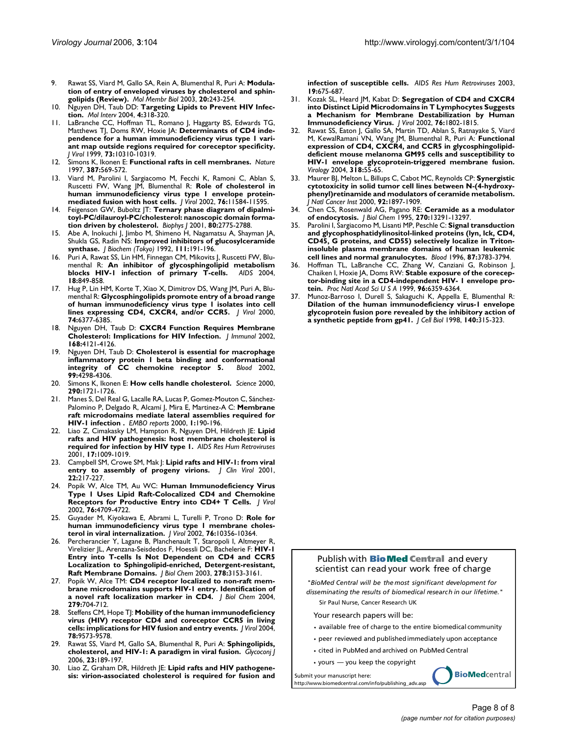9. Rawat SS, Viard M, Gallo SA, Rein A, Blumenthal R, Puri A: **Modulation of entry of enveloped viruses by cholesterol and sphingolipids (Review).** *Mol Membr Biol* 2003, **20:**243-254.
10. Nguyen DH, Taub DD: **Targeting Lipids to Prevent HIV Infection.** *Mol Interv* 2004, **4:**318-320.
11. LaBranche CC, Hoffman TL, Romano J, Haggarty BS, Edwards TG, Matthews TJ, Doms RW, Hoxie JA: **Determinants of CD4 independence for a human immunodeficiency virus type 1 variant map outside regions required for coreceptor specificity.** *J Virol* 1999, **73:**10310-10319.
12. Simons K, Ikonen E: **Functional rafts in cell membranes.** *Nature* 1997, **387:**569-572.
13. Viard M, Parolini I, Sargiacomo M, Fecchi K, Ramoni C, Ablan S, Ruscetti FW, Wang JM, Blumenthal R: **Role of cholesterol in human immunodeficiency virus type 1 envelope protein-mediated fusion with host cells.** *J Virol* 2002, **76:**11584-11595.
14. Feigenson GW, Buboltz JT: **Ternary phase diagram of dipalmitoyl-PC/dilauroyl-PC/cholesterol: nanoscopic domain formation driven by cholesterol.** *Biophys J* 2001, **80:**2775-2788.
15. Abe A, Inokuchi J, Jimbo M, Shimeno H, Nagamatsu A, Shayman JA, Shukla GS, Radin NS: **Improved inhibitors of glucosylceramide synthase.** *J Biochem (Tokyo)* 1992, **111:**191-196.
16. Puri A, Rawat SS, Lin HM, Finnegan CM, Mikovits J, Ruscetti FW, Blumenthal R: **An inhibitor of glycosphingolipid metabolism blocks HIV-1 infection of primary T-cells.** *AIDS* 2004, **18:**849-858.
17. Hug P, Lin HM, Korte T, Xiao X, Dimitrov DS, Wang JM, Puri A, Blumenthal R: **Glycosphingolipids promote entry of a broad range of human immunodeficiency virus type 1 isolates into cell lines expressing CD4, CXCR4, and/or CCR5.** *J Virol* 2000, **74:**6377-6385.
18. Nguyen DH, Taub D: **CXCR4 Function Requires Membrane Cholesterol: Implications for HIV Infection.** *J Immunol* 2002, **168:**4121-4126.
19. Nguyen DH, Taub D: **Cholesterol is essential for macrophage inflammatory protein 1 beta binding and conformational integrity of CC chemokine receptor 5.** *Blood* 2002, **99:**4298-4306.
20. Simons K, Ikonen E: **How cells handle cholesterol.** *Science* 2000, **290:**1721-1726.
21. Manes S, Del Real G, Lacalle RA, Lucas P, Gomez-Mouton C, Sánchez-Palomino P, Delgado R, Alcamí J, Mira E, Martinez-A C: **Membrane raft microdomains mediate lateral assemblies required for HIV-1 infection .** *EMBO reports* 2000, **1:**190-196.
22. Liao Z, Cimakasky LM, Hampton R, Nguyen DH, Hildreth JE: **Lipid rafts and HIV pathogenesis: host membrane cholesterol is required for infection by HIV type 1.** *AIDS Res Hum Retroviruses* 2001, **17:**1009-1019.
23. Campbell SM, Crowe SM, Mak J: **Lipid rafts and HIV-1: from viral entry to assembly of progeny virions.** *J Clin Virol* 2001, **22:**217-227.
24. Popik W, Alce TM, Au WC: **Human Immunodeficiency Virus Type 1 Uses Lipid Raft-Colocalized CD4 and Chemokine Receptors for Productive Entry into CD4+ T Cells.** *J Virol* 2002, **76:**4709-4722.
25. Guyader M, Kiyokawa E, Abrami L, Turelli P, Trono D: **Role for human immunodeficiency virus type 1 membrane cholesterol in viral internalization.** *J Virol* 2002, **76:**10356-10364.
26. Percherancier Y, Lagane B, Planchenault T, Staropoli I, Altmeyer R, Virelizier JL, Arenzana-Seisdedos F, Hoessli DC, Bachelerie F: **HIV-1 Entry into T-cells Is Not Dependent on CD4 and CCR5 Localization to Sphingolipid-enriched, Detergent-resistant, Raft Membrane Domains.** *J Biol Chem* 2003, **278:**3153-3161.
27. Popik W, Alce TM: **CD4 receptor localized to non-raft membrane microdomains supports HIV-1 entry. Identification of a novel raft localization marker in CD4.** *J Biol Chem* 2004, **279:**704-712.
28. Steffens CM, Hope TJ: **Mobility of the human immunodeficiency virus (HIV) receptor CD4 and coreceptor CCR5 in living cells: implications for HIV fusion and entry events.** *J Virol* 2004, **78:**9573-9578.
29. Rawat SS, Viard M, Gallo SA, Blumenthal R, Puri A: **Sphingolipids, cholesterol, and HIV-1: A paradigm in viral fusion.** *Glycoconj J* 2006, **23:**189-197.
30. Liao Z, Graham DR, Hildreth JE: **Lipid rafts and HIV pathogenesis: virion-associated cholesterol is required for fusion and infection of susceptible cells.** *AIDS Res Hum Retroviruses* 2003, **19:**675-687.
31. Kozak SL, Heard JM, Kabat D: **Segregation of CD4 and CXCR4 into Distinct Lipid Microdomains in T Lymphocytes Suggests a Mechanism for Membrane Destabilization by Human Immunodeficiency Virus.** *J Virol* 2002, **76:**1802-1815.
32. Rawat SS, Eaton J, Gallo SA, Martin TD, Ablan S, Ratnayake S, Viard M, KewalRamani VN, Wang JM, Blumenthal R, Puri A: **Functional expression of CD4, CXCR4, and CCR5 in glycosphingolipid-deficient mouse melanoma GM95 cells and susceptibility to HIV-1 envelope glycoprotein-triggered membrane fusion.** *Virology* 2004, **318:**55-65.
33. Maurer BJ, Melton L, Billups C, Cabot MC, Reynolds CP: **Synergistic cytotoxicity in solid tumor cell lines between N-(4-hydroxyphenyl)retinamide and modulators of ceramide metabolism.** *J Natl Cancer Inst* 2000, **92:**1897-1909.
34. Chen CS, Rosenwald AG, Pagano RE: **Ceramide as a modulator of endocytosis.** *J Biol Chem* 1995, **270:**13291-13297.
35. Parolini I, Sargiacomo M, Lisanti MP, Peschle C: **Signal transduction and glycophosphatidylinositol-linked proteins (lyn, lck, CD4, CD45, G proteins, and CD55) selectively localize in Triton-insoluble plasma membrane domains of human leukemic cell lines and normal granulocytes.** *Blood* 1996, **87:**3783-3794.
36. Hoffman TL, LaBranche CC, Zhang W, Canziani G, Robinson J, Chaiken I, Hoxie JA, Doms RW: **Stable exposure of the coreceptor-binding site in a CD4-independent HIV- 1 envelope protein.** *Proc Natl Acad Sci U S A* 1999, **96:**6359-6364.
37. Munoz-Barroso I, Durell S, Sakaguchi K, Appella E, Blumenthal R: **Dilation of the human immunodeficiency virus-1 envelope glycoprotein fusion pore revealed by the inhibitory action of a synthetic peptide from gp41.** *J Cell Biol* 1998, **140:**315-323.

Publish with **BioMed Central** and every scientist can read your work free of charge

*"BioMed Central will be the most significant development for disseminating the results of biomedical research in our lifetime."*

Sir Paul Nurse, Cancer Research UK

Your research papers will be:

- available free of charge to the entire biomedical community
- peer reviewed and published immediately upon acceptance
- cited in PubMed and archived on PubMed Central
- yours — you keep the copyright

Submit your manuscript here:
http://www.biomedcentral.com/info/publishing_adv.asp

BioMedcentral